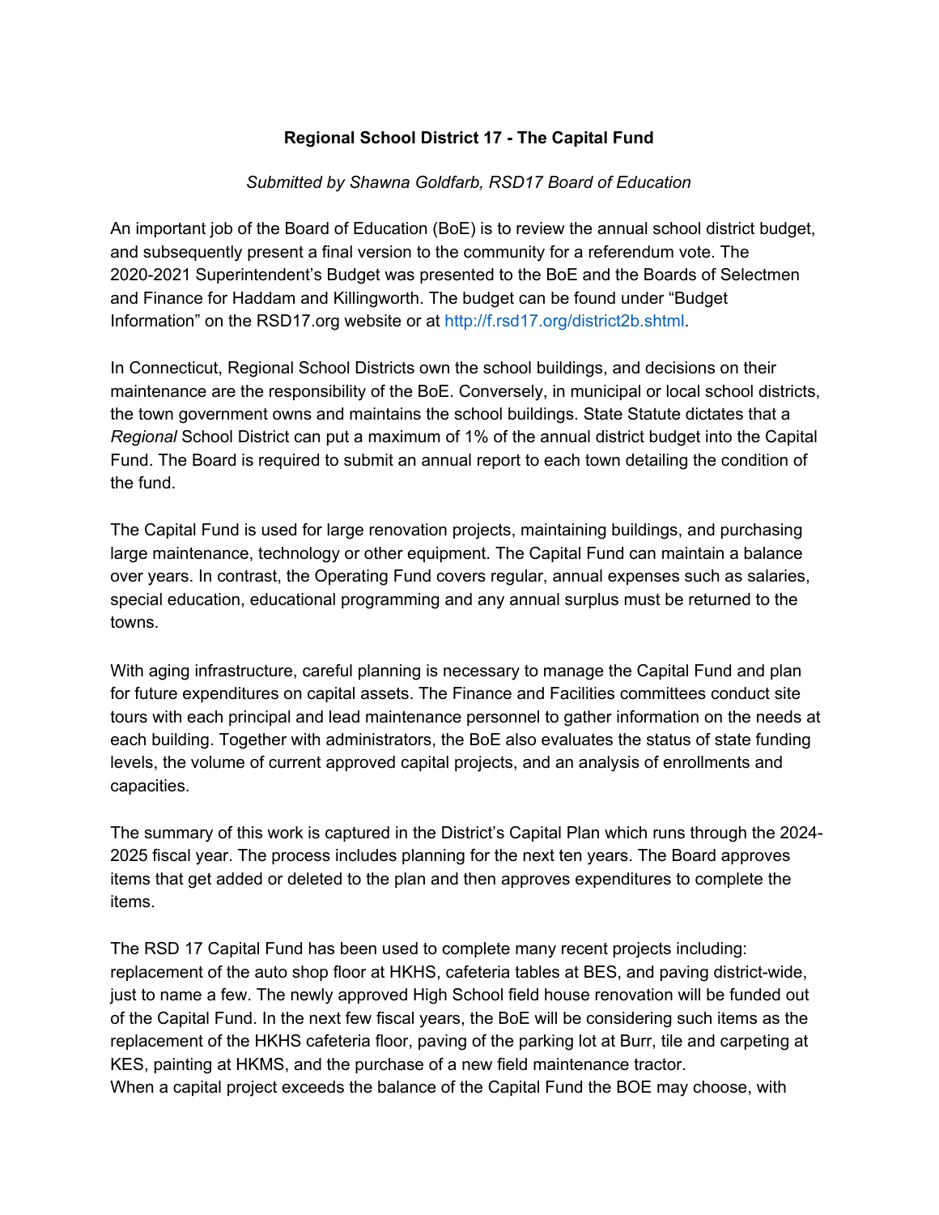**Regional School District 17 - The Capital Fund**

*Submitted by Shawna Goldfarb, RSD17 Board of Education*

An important job of the Board of Education (BoE) is to review the annual school district budget, and subsequently present a final version to the community for a referendum vote. The 2020-2021 Superintendent's Budget was presented to the BoE and the Boards of Selectmen and Finance for Haddam and Killingworth. The budget can be found under "Budget Information" on the RSD17.org website or at http://f.rsd17.org/district2b.shtml.

In Connecticut, Regional School Districts own the school buildings, and decisions on their maintenance are the responsibility of the BoE. Conversely, in municipal or local school districts, the town government owns and maintains the school buildings. State Statute dictates that a *Regional* School District can put a maximum of 1% of the annual district budget into the Capital Fund. The Board is required to submit an annual report to each town detailing the condition of the fund.

The Capital Fund is used for large renovation projects, maintaining buildings, and purchasing large maintenance, technology or other equipment. The Capital Fund can maintain a balance over years. In contrast, the Operating Fund covers regular, annual expenses such as salaries, special education, educational programming and any annual surplus must be returned to the towns.

With aging infrastructure, careful planning is necessary to manage the Capital Fund and plan for future expenditures on capital assets. The Finance and Facilities committees conduct site tours with each principal and lead maintenance personnel to gather information on the needs at each building. Together with administrators, the BoE also evaluates the status of state funding levels, the volume of current approved capital projects, and an analysis of enrollments and capacities.

The summary of this work is captured in the District's Capital Plan which runs through the 2024-2025 fiscal year. The process includes planning for the next ten years. The Board approves items that get added or deleted to the plan and then approves expenditures to complete the items.

The RSD 17 Capital Fund has been used to complete many recent projects including: replacement of the auto shop floor at HKHS, cafeteria tables at BES, and paving district-wide, just to name a few. The newly approved High School field house renovation will be funded out of the Capital Fund. In the next few fiscal years, the BoE will be considering such items as the replacement of the HKHS cafeteria floor, paving of the parking lot at Burr, tile and carpeting at KES, painting at HKMS, and the purchase of a new field maintenance tractor.
When a capital project exceeds the balance of the Capital Fund the BOE may choose, with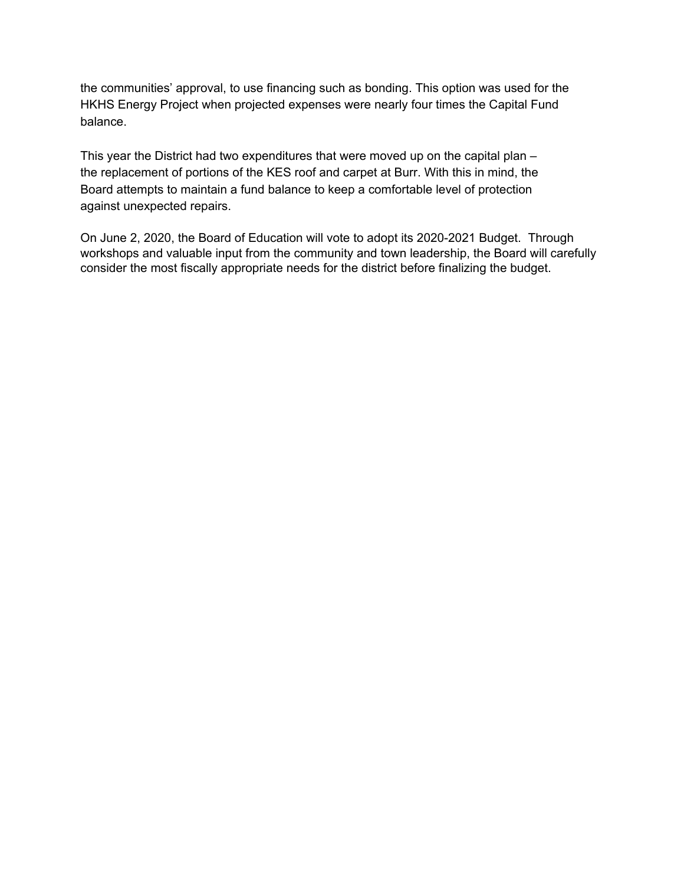the communities' approval, to use financing such as bonding. This option was used for the HKHS Energy Project when projected expenses were nearly four times the Capital Fund balance.

This year the District had two expenditures that were moved up on the capital plan – the replacement of portions of the KES roof and carpet at Burr. With this in mind, the Board attempts to maintain a fund balance to keep a comfortable level of protection against unexpected repairs.

On June 2, 2020, the Board of Education will vote to adopt its 2020-2021 Budget. Through workshops and valuable input from the community and town leadership, the Board will carefully consider the most fiscally appropriate needs for the district before finalizing the budget.